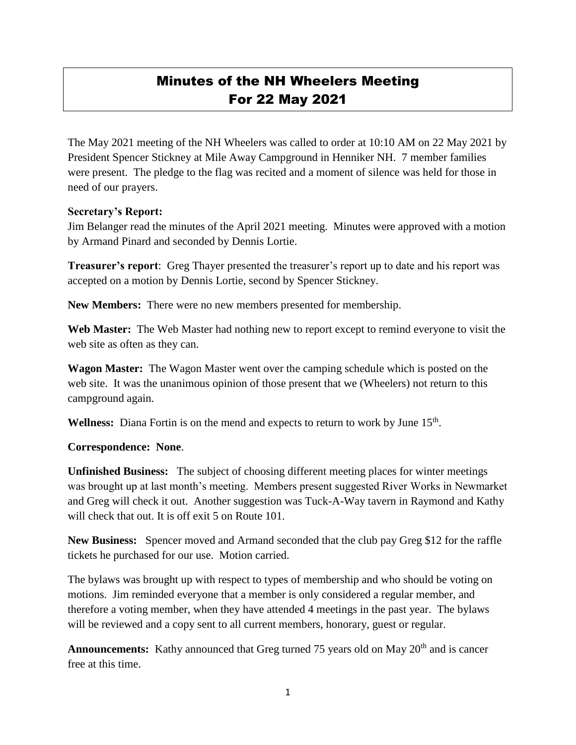# Minutes of the NH Wheelers Meeting For 22 May 2021

The May 2021 meeting of the NH Wheelers was called to order at 10:10 AM on 22 May 2021 by President Spencer Stickney at Mile Away Campground in Henniker NH. 7 member families were present. The pledge to the flag was recited and a moment of silence was held for those in need of our prayers.

**Secretary's Report:**
Jim Belanger read the minutes of the April 2021 meeting. Minutes were approved with a motion by Armand Pinard and seconded by Dennis Lortie.

**Treasurer's report**: Greg Thayer presented the treasurer's report up to date and his report was accepted on a motion by Dennis Lortie, second by Spencer Stickney.

**New Members:** There were no new members presented for membership.

**Web Master:** The Web Master had nothing new to report except to remind everyone to visit the web site as often as they can.

**Wagon Master:** The Wagon Master went over the camping schedule which is posted on the web site. It was the unanimous opinion of those present that we (Wheelers) not return to this campground again.

**Wellness:** Diana Fortin is on the mend and expects to return to work by June 15th.

**Correspondence: None**.

**Unfinished Business:** The subject of choosing different meeting places for winter meetings was brought up at last month's meeting. Members present suggested River Works in Newmarket and Greg will check it out. Another suggestion was Tuck-A-Way tavern in Raymond and Kathy will check that out. It is off exit 5 on Route 101.

**New Business:** Spencer moved and Armand seconded that the club pay Greg $12 for the raffle tickets he purchased for our use. Motion carried.

The bylaws was brought up with respect to types of membership and who should be voting on motions. Jim reminded everyone that a member is only considered a regular member, and therefore a voting member, when they have attended 4 meetings in the past year. The bylaws will be reviewed and a copy sent to all current members, honorary, guest or regular.

**Announcements:** Kathy announced that Greg turned 75 years old on May 20th and is cancer free at this time.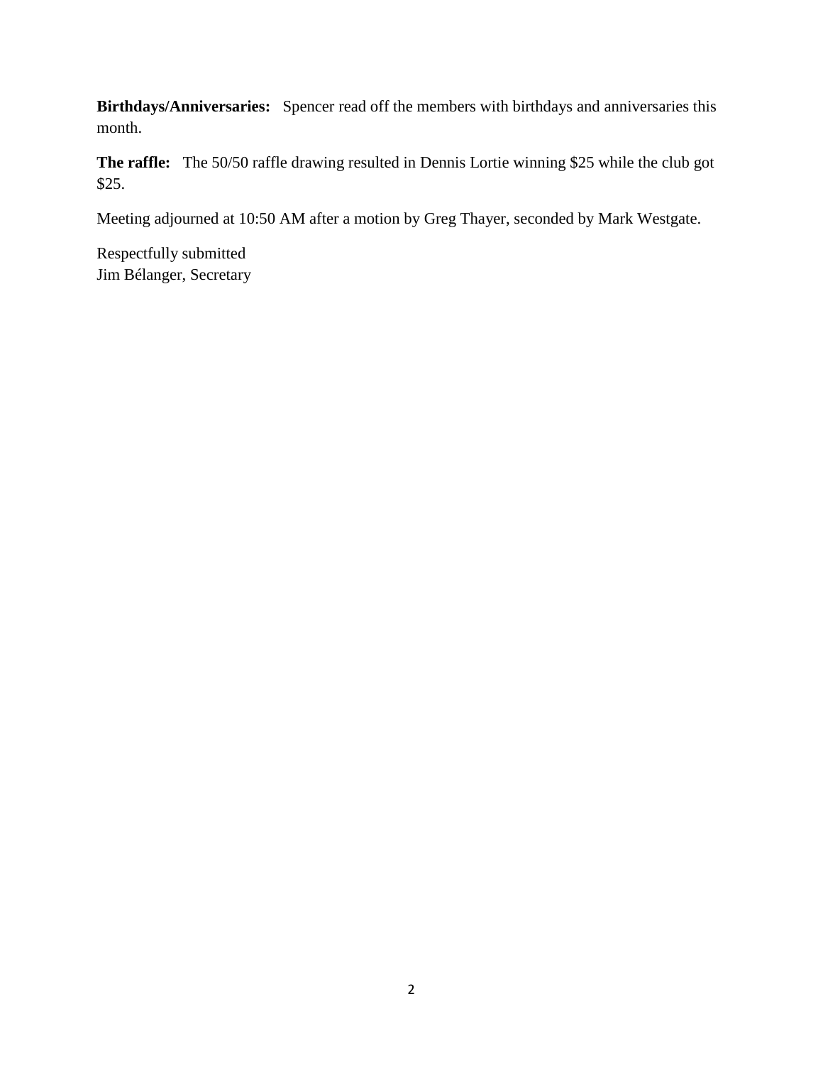**Birthdays/Anniversaries:** Spencer read off the members with birthdays and anniversaries this month.

**The raffle:** The 50/50 raffle drawing resulted in Dennis Lortie winning $25 while the club got $25.

Meeting adjourned at 10:50 AM after a motion by Greg Thayer, seconded by Mark Westgate.

Respectfully submitted
Jim Bélanger, Secretary